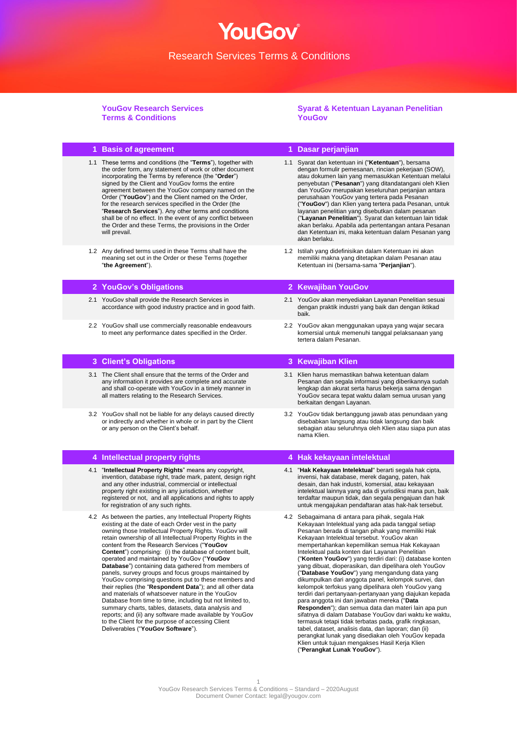# YouGov

Research Services Terms & Conditions

**YouGov Research Services Terms & Conditions**

**Syarat & Ketentuan Layanan Penelitian YouGov**

## 1 Basis of agreement

1.1 These terms and conditions (the "**Terms**"), together with the order form, any statement of work or other document incorporating the Terms by reference (the "**Order**") signed by the Client and YouGov forms the entire agreement between the YouGov company named on the Order ("**YouGov**") and the Client named on the Order, for the research services specified in the Order (the "**Research Services**"). Any other terms and conditions shall be of no effect. In the event of any conflict between the Order and these Terms, the provisions in the Order will prevail.

1.2 Any defined terms used in these Terms shall have the meaning set out in the Order or these Terms (together "**the Agreement**").

## 1 Dasar perjanjian

1.1 Syarat dan ketentuan ini ("**Ketentuan**"), bersama dengan formulir pemesanan, rincian perkerjaan (SOW), atau dokumen lain yang memasukkan Ketentuan melalui penyebutan ("**Pesanan**") yang ditandatangani oleh Klien dan YouGov merupakan keseluruhan perjanjian antara perusahaan YouGov yang tertera pada Pesanan ("**YouGov**") dan Klien yang tertera pada Pesanan, untuk layanan penelitian yang disebutkan dalam pesanan ("**Layanan Penelitian**"). Syarat dan ketentuan lain tidak akan berlaku. Apabila ada pertentangan antara Pesanan dan Ketentuan ini, maka ketentuan dalam Pesanan yang akan berlaku.

1.2 Istilah yang didefinisikan dalam Ketentuan ini akan memiliki makna yang ditetapkan dalam Pesanan atau Ketentuan ini (bersama-sama "**Perjanjian**").

## 2 YouGov's Obligations

2.1 YouGov shall provide the Research Services in accordance with good industry practice and in good faith.

2.2 YouGov shall use commercially reasonable endeavours to meet any performance dates specified in the Order.

## 2 Kewajiban YouGov

2.1 YouGov akan menyediakan Layanan Penelitian sesuai dengan praktik industri yang baik dan dengan iktikad baik.

2.2 YouGov akan menggunakan upaya yang wajar secara komersial untuk memenuhi tanggal pelaksanaan yang tertera dalam Pesanan.

## 3 Client's Obligations

3.1 The Client shall ensure that the terms of the Order and any information it provides are complete and accurate and shall co-operate with YouGov in a timely manner in all matters relating to the Research Services.

3.2 YouGov shall not be liable for any delays caused directly or indirectly and whether in whole or in part by the Client or any person on the Client's behalf.

## 3 Kewajiban Klien

3.1 Klien harus memastikan bahwa ketentuan dalam Pesanan dan segala informasi yang diberikannya sudah lengkap dan akurat serta harus bekerja sama dengan YouGov secara tepat waktu dalam semua urusan yang berkaitan dengan Layanan.

3.2 YouGov tidak bertanggung jawab atas penundaan yang disebabkan langsung atau tidak langsung dan baik sebagian atau seluruhnya oleh Klien atau siapa pun atas nama Klien.

## 4 Intellectual property rights

4.1 "**Intellectual Property Rights**" means any copyright, invention, database right, trade mark, patent, design right and any other industrial, commercial or intellectual property right existing in any jurisdiction, whether registered or not, and all applications and rights to apply for registration of any such rights.

4.2 As between the parties, any Intellectual Property Rights existing at the date of each Order vest in the party owning those Intellectual Property Rights. YouGov will retain ownership of all Intellectual Property Rights in the content from the Research Services ("**YouGov Content**") comprising: (i) the database of content built, operated and maintained by YouGov ("**YouGov Database**") containing data gathered from members of panels, survey groups and focus groups maintained by YouGov comprising questions put to these members and their replies (the "**Respondent Data**"); and all other data and materials of whatsoever nature in the YouGov Database from time to time, including but not limited to, summary charts, tables, datasets, data analysis and reports; and (ii) any software made available by YouGov to the Client for the purpose of accessing Client Deliverables ("**YouGov Software**").

## 4 Hak kekayaan intelektual

4.1 "**Hak Kekayaan Intelektual**" berarti segala hak cipta, invensi, hak database, merek dagang, paten, hak desain, dan hak industri, komersial, atau kekayaan intelektual lainnya yang ada di yurisdiksi mana pun, baik terdaftar maupun tidak, dan segala pengajuan dan hak untuk mengajukan pendaftaran atas hak-hak tersebut.

4.2 Sebagaimana di antara para pihak, segala Hak Kekayaan Intelektual yang ada pada tanggal setiap Pesanan berada di tangan pihak yang memiliki Hak Kekayaan Intelektual tersebut. YouGov akan mempertahankan kepemilikan semua Hak Kekayaan Intelektual pada konten dari Layanan Penelitian ("**Konten YouGov**") yang terdiri dari: (i) database konten yang dibuat, dioperasikan, dan dipelihara oleh YouGov ("**Database YouGov**") yang mengandung data yang dikumpulkan dari anggota panel, kelompok survei, dan kelompok terfokus yang dipelihara oleh YouGov yang terdiri dari pertanyaan-pertanyaan yang diajukan kepada para anggota ini dan jawaban mereka ("**Data Responden**"); dan semua data dan materi lain apa pun sifatnya di dalam Database YouGov dari waktu ke waktu, termasuk tetapi tidak terbatas pada, grafik ringkasan, tabel, dataset, analisis data, dan laporan; dan (ii) perangkat lunak yang disediakan oleh YouGov kepada Klien untuk tujuan mengakses Hasil Kerja Klien ("**Perangkat Lunak YouGov**").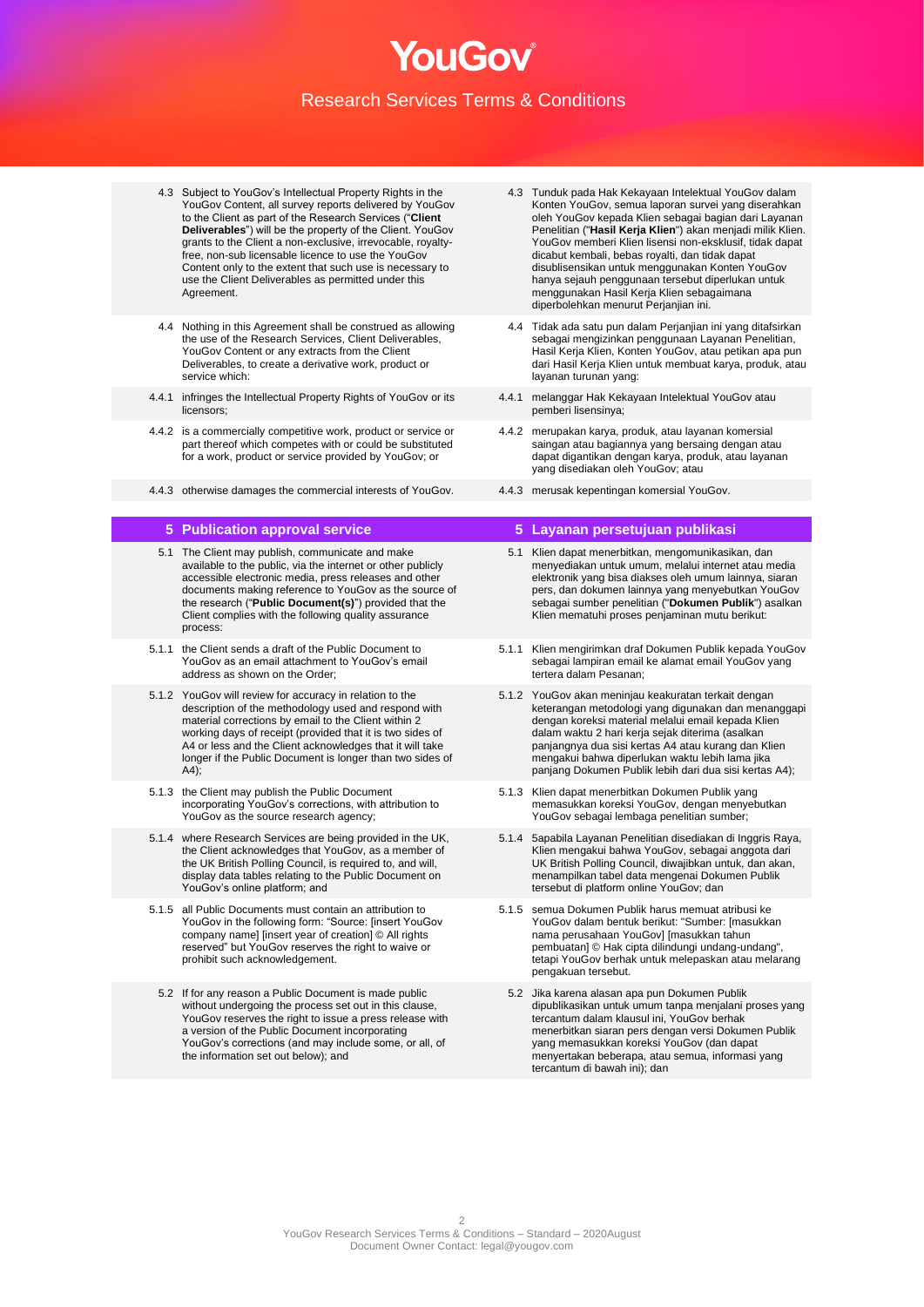4.3 Subject to YouGov's Intellectual Property Rights in the YouGov Content, all survey reports delivered by YouGov to the Client as part of the Research Services ("**Client Deliverables**") will be the property of the Client. YouGov grants to the Client a non-exclusive, irrevocable, royalty-free, non-sub licensable licence to use the YouGov Content only to the extent that such use is necessary to use the Client Deliverables as permitted under this Agreement.

4.3 Tunduk pada Hak Kekayaan Intelektual YouGov dalam Konten YouGov, semua laporan survei yang diserahkan oleh YouGov kepada Klien sebagai bagian dari Layanan Penelitian ("**Hasil Kerja Klien**") akan menjadi milik Klien. YouGov memberi Klien lisensi non-eksklusif, tidak dapat dicabut kembali, bebas royalti, dan tidak dapat disublisensikan untuk menggunakan Konten YouGov hanya sejauh penggunaan tersebut diperlukan untuk menggunakan Hasil Kerja Klien sebagaimana diperbolehkan menurut Perjanjian ini.

4.4 Nothing in this Agreement shall be construed as allowing the use of the Research Services, Client Deliverables, YouGov Content or any extracts from the Client Deliverables, to create a derivative work, product or service which:

4.4 Tidak ada satu pun dalam Perjanjian ini yang ditafsirkan sebagai mengizinkan penggunaan Layanan Penelitian, Hasil Kerja Klien, Konten YouGov, atau petikan apa pun dari Hasil Kerja Klien untuk membuat karya, produk, atau layanan turunan yang:

4.4.1 infringes the Intellectual Property Rights of YouGov or its licensors;

4.4.1 melanggar Hak Kekayaan Intelektual YouGov atau pemberi lisensinya;

4.4.2 is a commercially competitive work, product or service or part thereof which competes with or could be substituted for a work, product or service provided by YouGov; or

4.4.2 merupakan karya, produk, atau layanan komersial saingan atau bagiannya yang bersaing dengan atau dapat digantikan dengan karya, produk, atau layanan yang disediakan oleh YouGov; atau

4.4.3 otherwise damages the commercial interests of YouGov.

4.4.3 merusak kepentingan komersial YouGov.

## 5 Publication approval service

## 5 Layanan persetujuan publikasi

5.1 The Client may publish, communicate and make available to the public, via the internet or other publicly accessible electronic media, press releases and other documents making reference to YouGov as the source of the research ("**Public Document(s)**") provided that the Client complies with the following quality assurance process:

5.1 Klien dapat menerbitkan, mengomunikasikan, dan menyediakan untuk umum, melalui internet atau media elektronik yang bisa diakses oleh umum lainnya, siaran pers, dan dokumen lainnya yang menyebutkan YouGov sebagai sumber penelitian ("**Dokumen Publik**") asalkan Klien mematuhi proses penjaminan mutu berikut:

5.1.1 the Client sends a draft of the Public Document to YouGov as an email attachment to YouGov's email address as shown on the Order;

5.1.1 Klien mengirimkan draf Dokumen Publik kepada YouGov sebagai lampiran email ke alamat email YouGov yang tertera dalam Pesanan;

5.1.2 YouGov will review for accuracy in relation to the description of the methodology used and respond with material corrections by email to the Client within 2 working days of receipt (provided that it is two sides of A4 or less and the Client acknowledges that it will take longer if the Public Document is longer than two sides of A4);

5.1.2 YouGov akan meninjau keakuratan terkait dengan keterangan metodologi yang digunakan dan menanggapi dengan koreksi material melalui email kepada Klien dalam waktu 2 hari kerja sejak diterima (asalkan panjangnya dua sisi kertas A4 atau kurang dan Klien mengakui bahwa diperlukan waktu lebih lama jika panjang Dokumen Publik lebih dari dua sisi kertas A4);

5.1.3 the Client may publish the Public Document incorporating YouGov's corrections, with attribution to YouGov as the source research agency;

5.1.3 Klien dapat menerbitkan Dokumen Publik yang memasukkan koreksi YouGov, dengan menyebutkan YouGov sebagai lembaga penelitian sumber;

5.1.4 where Research Services are being provided in the UK, the Client acknowledges that YouGov, as a member of the UK British Polling Council, is required to, and will, display data tables relating to the Public Document on YouGov's online platform; and

5.1.4 Sapabila Layanan Penelitian disediakan di Inggris Raya, Klien mengakui bahwa YouGov, sebagai anggota dari UK British Polling Council, diwajibkan untuk, dan akan, menampilkan tabel data mengenai Dokumen Publik tersebut di platform online YouGov; dan

5.1.5 all Public Documents must contain an attribution to YouGov in the following form: "Source: [insert YouGov company name] [insert year of creation] © All rights reserved" but YouGov reserves the right to waive or prohibit such acknowledgement.

5.1.5 semua Dokumen Publik harus memuat atribusi ke YouGov dalam bentuk berikut: "Sumber: [masukkan nama perusahaan YouGov] [masukkan tahun pembuatan] © Hak cipta dilindungi undang-undang", tetapi YouGov berhak untuk melepaskan atau melarang pengakuan tersebut.

5.2 If for any reason a Public Document is made public without undergoing the process set out in this clause, YouGov reserves the right to issue a press release with a version of the Public Document incorporating YouGov's corrections (and may include some, or all, of the information set out below); and

5.2 Jika karena alasan apa pun Dokumen Publik dipublikasikan untuk umum tanpa menjalani proses yang tercantum dalam klausul ini, YouGov berhak menerbitkan siaran pers dengan versi Dokumen Publik yang memasukkan koreksi YouGov (dan dapat menyertakan beberapa, atau semua, informasi yang tercantum di bawah ini); dan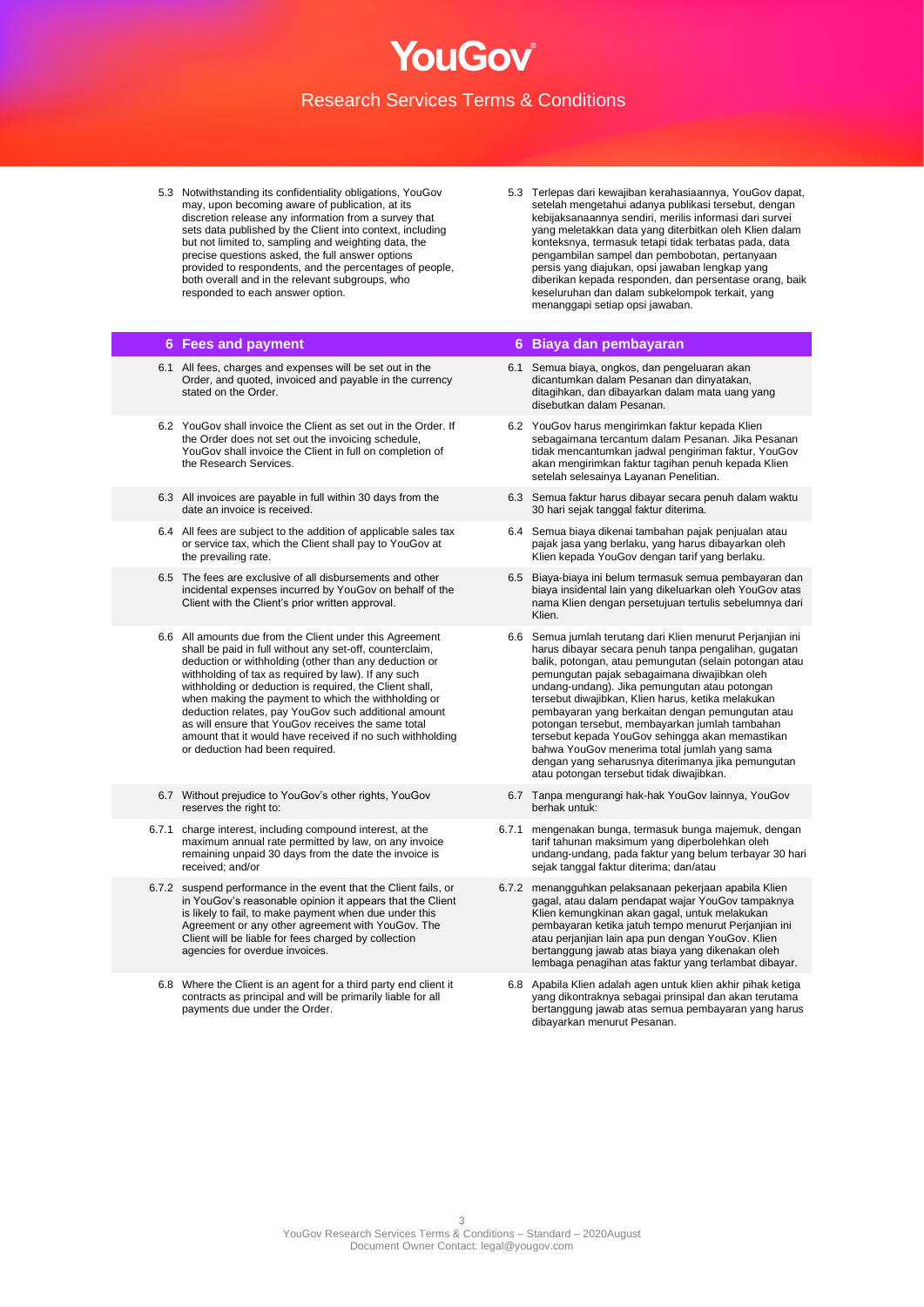5.3 Notwithstanding its confidentiality obligations, YouGov may, upon becoming aware of publication, at its discretion release any information from a survey that sets data published by the Client into context, including but not limited to, sampling and weighting data, the precise questions asked, the full answer options provided to respondents, and the percentages of people, both overall and in the relevant subgroups, who responded to each answer option.

5.3 Terlepas dari kewajiban kerahasiaannya, YouGov dapat, setelah mengetahui adanya publikasi tersebut, dengan kebijaksanaannya sendiri, merilis informasi dari survei yang meletakkan data yang diterbitkan oleh Klien dalam konteksnya, termasuk tetapi tidak terbatas pada, data pengambilan sampel dan pembobotan, pertanyaan persis yang diajukan, opsi jawaban lengkap yang diberikan kepada responden, dan persentase orang, baik keseluruhan dan dalam subkelompok terkait, yang menanggapi setiap opsi jawaban.

## 6 Fees and payment

## 6 Biaya dan pembayaran

6.1 All fees, charges and expenses will be set out in the Order, and quoted, invoiced and payable in the currency stated on the Order.

6.1 Semua biaya, ongkos, dan pengeluaran akan dicantumkan dalam Pesanan dan dinyatakan, ditagihkan, dan dibayarkan dalam mata uang yang disebutkan dalam Pesanan.

6.2 YouGov shall invoice the Client as set out in the Order. If the Order does not set out the invoicing schedule, YouGov shall invoice the Client in full on completion of the Research Services.

6.2 YouGov harus mengirimkan faktur kepada Klien sebagaimana tercantum dalam Pesanan. Jika Pesanan tidak mencantumkan jadwal pengiriman faktur, YouGov akan mengirimkan faktur tagihan penuh kepada Klien setelah selesainya Layanan Penelitian.

6.3 All invoices are payable in full within 30 days from the date an invoice is received.

6.3 Semua faktur harus dibayar secara penuh dalam waktu 30 hari sejak tanggal faktur diterima.

6.4 All fees are subject to the addition of applicable sales tax or service tax, which the Client shall pay to YouGov at the prevailing rate.

6.4 Semua biaya dikenai tambahan pajak penjualan atau pajak jasa yang berlaku, yang harus dibayarkan oleh Klien kepada YouGov dengan tarif yang berlaku.

6.5 The fees are exclusive of all disbursements and other incidental expenses incurred by YouGov on behalf of the Client with the Client's prior written approval.

6.5 Biaya-biaya ini belum termasuk semua pembayaran dan biaya insidental lain yang dikeluarkan oleh YouGov atas nama Klien dengan persetujuan tertulis sebelumnya dari Klien.

6.6 All amounts due from the Client under this Agreement shall be paid in full without any set-off, counterclaim, deduction or withholding (other than any deduction or withholding of tax as required by law). If any such withholding or deduction is required, the Client shall, when making the payment to which the withholding or deduction relates, pay YouGov such additional amount as will ensure that YouGov receives the same total amount that it would have received if no such withholding or deduction had been required.

6.6 Semua jumlah terutang dari Klien menurut Perjanjian ini harus dibayar secara penuh tanpa pengalihan, gugatan balik, potongan, atau pemungutan (selain potongan atau pemungutan pajak sebagaimana diwajibkan oleh undang-undang). Jika pemungutan atau potongan tersebut diwajibkan, Klien harus, ketika melakukan pembayaran yang berkaitan dengan pemungutan atau potongan tersebut, membayarkan jumlah tambahan tersebut kepada YouGov sehingga akan memastikan bahwa YouGov menerima total jumlah yang sama dengan yang seharusnya diterimanya jika pemungutan atau potongan tersebut tidak diwajibkan.

6.7 Without prejudice to YouGov's other rights, YouGov reserves the right to:

6.7 Tanpa mengurangi hak-hak YouGov lainnya, YouGov berhak untuk:

6.7.1 charge interest, including compound interest, at the maximum annual rate permitted by law, on any invoice remaining unpaid 30 days from the date the invoice is received; and/or

6.7.1 mengenakan bunga, termasuk bunga majemuk, dengan tarif tahunan maksimum yang diperbolehkan oleh undang-undang, pada faktur yang belum terbayar 30 hari sejak tanggal faktur diterima; dan/atau

6.7.2 suspend performance in the event that the Client fails, or in YouGov's reasonable opinion it appears that the Client is likely to fail, to make payment when due under this Agreement or any other agreement with YouGov. The Client will be liable for fees charged by collection agencies for overdue invoices.

6.7.2 menangguhkan pelaksanaan pekerjaan apabila Klien gagal, atau dalam pendapat wajar YouGov tampaknya Klien kemungkinan akan gagal, untuk melakukan pembayaran ketika jatuh tempo menurut Perjanjian ini atau perjanjian lain apa pun dengan YouGov. Klien bertanggung jawab atas biaya yang dikenakan oleh lembaga penagihan atas faktur yang terlambat dibayar.

6.8 Where the Client is an agent for a third party end client it contracts as principal and will be primarily liable for all payments due under the Order.

6.8 Apabila Klien adalah agen untuk klien akhir pihak ketiga yang dikontraknya sebagai prinsipal dan akan terutama bertanggung jawab atas semua pembayaran yang harus dibayarkan menurut Pesanan.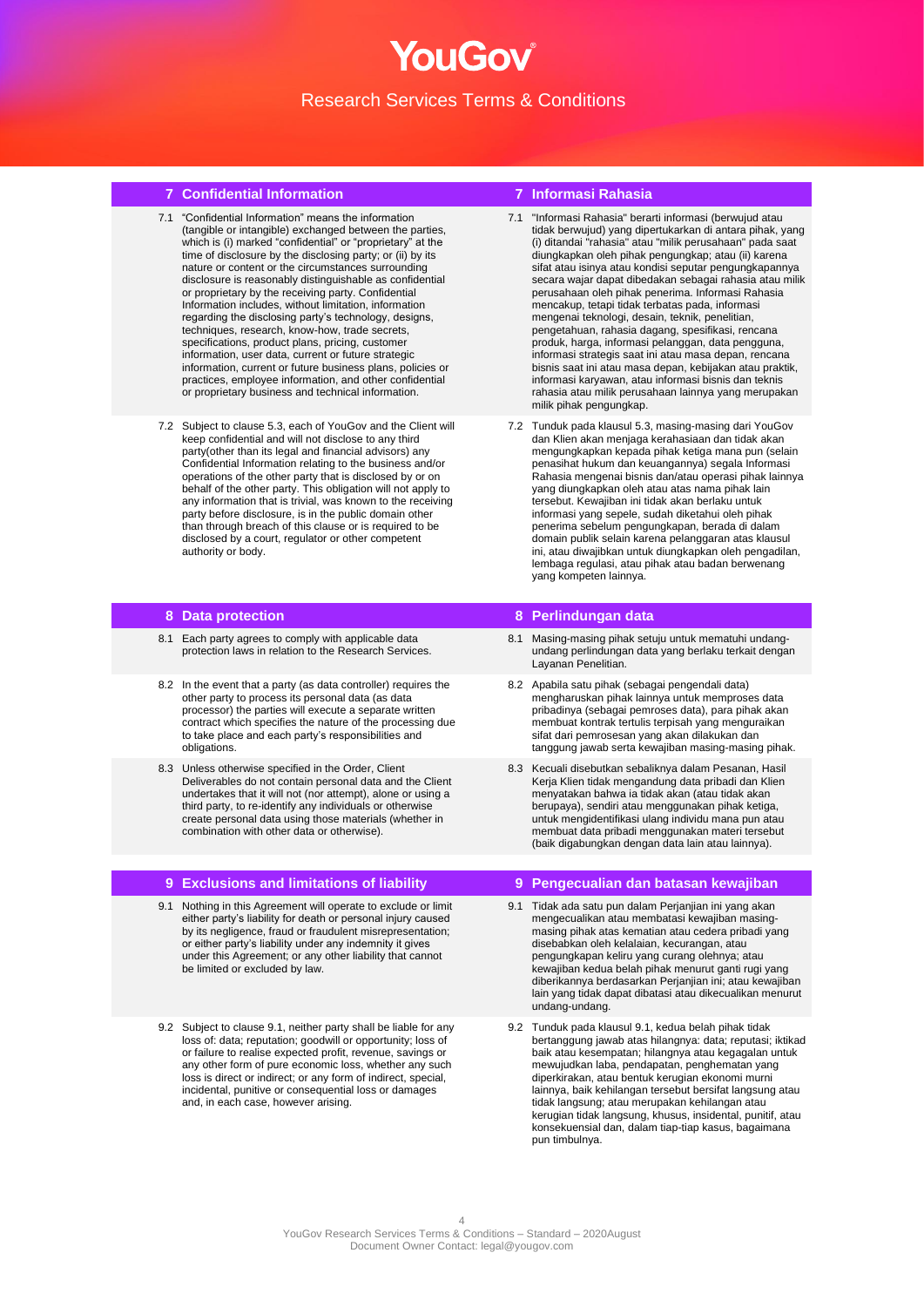## 7 Confidential Information

7.1 "Confidential Information" means the information (tangible or intangible) exchanged between the parties, which is (i) marked "confidential" or "proprietary" at the time of disclosure by the disclosing party; or (ii) by its nature or content or the circumstances surrounding disclosure is reasonably distinguishable as confidential or proprietary by the receiving party. Confidential Information includes, without limitation, information regarding the disclosing party's technology, designs, techniques, research, know-how, trade secrets, specifications, product plans, pricing, customer information, user data, current or future strategic information, current or future business plans, policies or practices, employee information, and other confidential or proprietary business and technical information.

7.2 Subject to clause 5.3, each of YouGov and the Client will keep confidential and will not disclose to any third party(other than its legal and financial advisors) any Confidential Information relating to the business and/or operations of the other party that is disclosed by or on behalf of the other party. This obligation will not apply to any information that is trivial, was known to the receiving party before disclosure, is in the public domain other than through breach of this clause or is required to be disclosed by a court, regulator or other competent authority or body.

## 8 Data protection

8.1 Each party agrees to comply with applicable data protection laws in relation to the Research Services.

8.2 In the event that a party (as data controller) requires the other party to process its personal data (as data processor) the parties will execute a separate written contract which specifies the nature of the processing due to take place and each party's responsibilities and obligations.

8.3 Unless otherwise specified in the Order, Client Deliverables do not contain personal data and the Client undertakes that it will not (nor attempt), alone or using a third party, to re-identify any individuals or otherwise create personal data using those materials (whether in combination with other data or otherwise).

## 9 Exclusions and limitations of liability

9.1 Nothing in this Agreement will operate to exclude or limit either party's liability for death or personal injury caused by its negligence, fraud or fraudulent misrepresentation; or either party's liability under any indemnity it gives under this Agreement; or any other liability that cannot be limited or excluded by law.

9.2 Subject to clause 9.1, neither party shall be liable for any loss of: data; reputation; goodwill or opportunity; loss of or failure to realise expected profit, revenue, savings or any other form of pure economic loss, whether any such loss is direct or indirect; or any form of indirect, special, incidental, punitive or consequential loss or damages and, in each case, however arising.

## 7 Informasi Rahasia

7.1 "Informasi Rahasia" berarti informasi (berwujud atau tidak berwujud) yang dipertukarkan di antara pihak, yang (i) ditandai "rahasia" atau "milik perusahaan" pada saat diungkapkan oleh pihak pengungkap; atau (ii) karena sifat atau isinya atau kondisi seputar pengungkapannya secara wajar dapat dibedakan sebagai rahasia atau milik perusahaan oleh pihak penerima. Informasi Rahasia mencakup, tetapi tidak terbatas pada, informasi mengenai teknologi, desain, teknik, penelitian, pengetahuan, rahasia dagang, spesifikasi, rencana produk, harga, informasi pelanggan, data pengguna, informasi strategis saat ini atau masa depan, rencana bisnis saat ini atau masa depan, kebijakan atau praktik, informasi karyawan, atau informasi bisnis dan teknis rahasia atau milik perusahaan lainnya yang merupakan milik pihak pengungkap.

7.2 Tunduk pada klausul 5.3, masing-masing dari YouGov dan Klien akan menjaga kerahasiaan dan tidak akan mengungkapkan kepada pihak ketiga mana pun (selain penasihat hukum dan keuangannya) segala Informasi Rahasia mengenai bisnis dan/atau operasi pihak lainnya yang diungkapkan oleh atau atas nama pihak lain tersebut. Kewajiban ini tidak akan berlaku untuk informasi yang sepele, sudah diketahui oleh pihak penerima sebelum pengungkapan, berada di dalam domain publik selain karena pelanggaran atas klausul ini, atau diwajibkan untuk diungkapkan oleh pengadilan, lembaga regulasi, atau pihak atau badan berwenang yang kompeten lainnya.

## 8 Perlindungan data

8.1 Masing-masing pihak setuju untuk mematuhi undang-undang perlindungan data yang berlaku terkait dengan Layanan Penelitian.

8.2 Apabila satu pihak (sebagai pengendali data) mengharuskan pihak lainnya untuk memproses data pribadinya (sebagai pemroses data), para pihak akan membuat kontrak tertulis terpisah yang menguraikan sifat dari pemrosesan yang akan dilakukan dan tanggung jawab serta kewajiban masing-masing pihak.

8.3 Kecuali disebutkan sebaliknya dalam Pesanan, Hasil Kerja Klien tidak mengandung data pribadi dan Klien menyatakan bahwa ia tidak akan (atau tidak akan berupaya), sendiri atau menggunakan pihak ketiga, untuk mengidentifikasi ulang individu mana pun atau membuat data pribadi menggunakan materi tersebut (baik digabungkan dengan data lain atau lainnya).

## 9 Pengecualian dan batasan kewajiban

9.1 Tidak ada satu pun dalam Perjanjian ini yang akan mengecualikan atau membatasi kewajiban masing-masing pihak atas kematian atau cedera pribadi yang disebabkan oleh kelalaian, kecurangan, atau pengungkapan keliru yang curang olehnya; atau kewajiban kedua belah pihak menurut ganti rugi yang diberikannya berdasarkan Perjanjian ini; atau kewajiban lain yang tidak dapat dibatasi atau dikecualikan menurut undang-undang.

9.2 Tunduk pada klausul 9.1, kedua belah pihak tidak bertanggung jawab atas hilangnya: data; reputasi; iktikad baik atau kesempatan; hilangnya atau kegagalan untuk mewujudkan laba, pendapatan, penghematan yang diperkirakan, atau bentuk kerugian ekonomi murni lainnya, baik kehilangan tersebut bersifat langsung atau tidak langsung; atau merupakan kehilangan atau kerugian tidak langsung, khusus, insidental, punitif, atau konsekuensial dan, dalam tiap-tiap kasus, bagaimana pun timbulnya.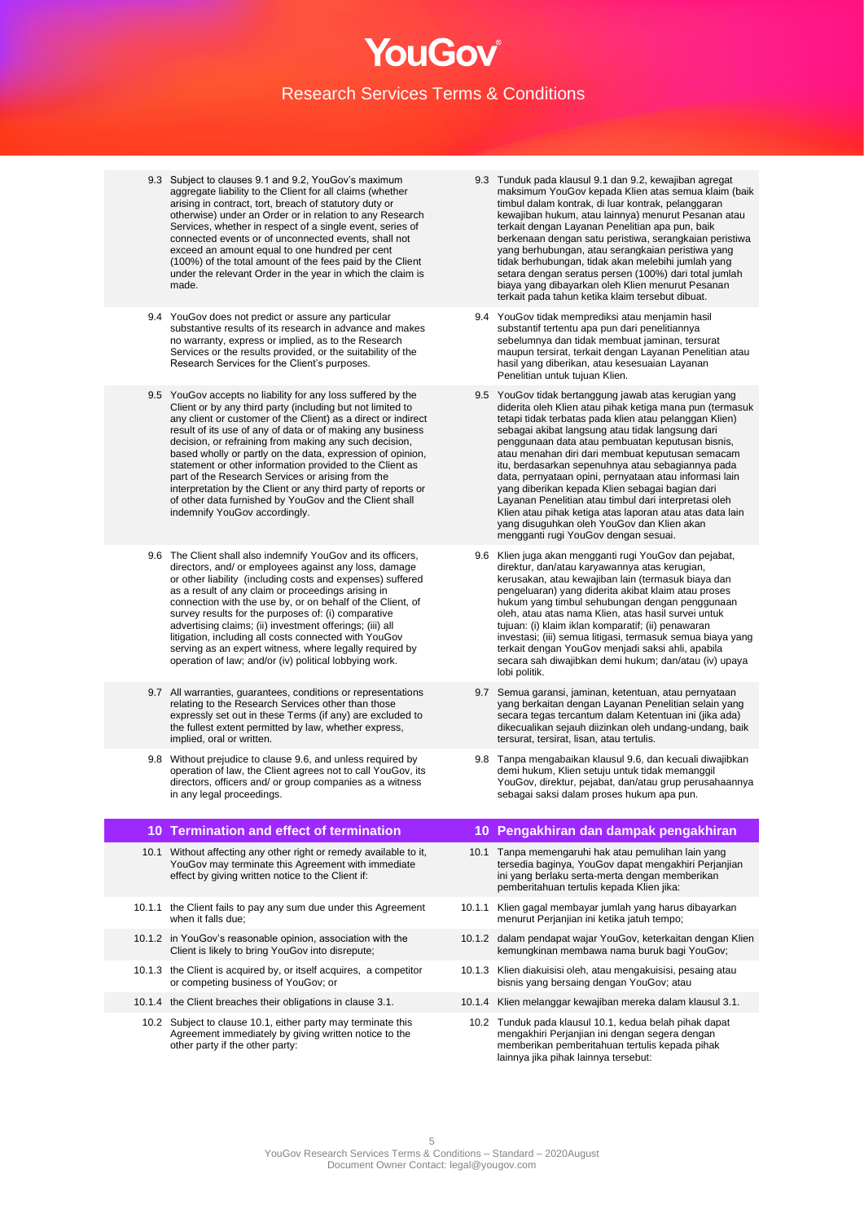9.3 Subject to clauses 9.1 and 9.2, YouGov's maximum aggregate liability to the Client for all claims (whether arising in contract, tort, breach of statutory duty or otherwise) under an Order or in relation to any Research Services, whether in respect of a single event, series of connected events or of unconnected events, shall not exceed an amount equal to one hundred per cent (100%) of the total amount of the fees paid by the Client under the relevant Order in the year in which the claim is made.

9.3 Tunduk pada klausul 9.1 dan 9.2, kewajiban agregat maksimum YouGov kepada Klien atas semua klaim (baik timbul dalam kontrak, di luar kontrak, pelanggaran kewajiban hukum, atau lainnya) menurut Pesanan atau terkait dengan Layanan Penelitian apa pun, baik berkenaan dengan satu peristiwa, serangkaian peristiwa yang berhubungan, atau serangkaian peristiwa yang tidak berhubungan, tidak akan melebihi jumlah yang setara dengan seratus persen (100%) dari total jumlah biaya yang dibayarkan oleh Klien menurut Pesanan terkait pada tahun ketika klaim tersebut dibuat.

9.4 YouGov does not predict or assure any particular substantive results of its research in advance and makes no warranty, express or implied, as to the Research Services or the results provided, or the suitability of the Research Services for the Client's purposes.

9.4 YouGov tidak memprediksi atau menjamin hasil substantif tertentu apa pun dari penelitiannya sebelumnya dan tidak membuat jaminan, tersurat maupun tersirat, terkait dengan Layanan Penelitian atau hasil yang diberikan, atau kesesuaian Layanan Penelitian untuk tujuan Klien.

9.5 YouGov accepts no liability for any loss suffered by the Client or by any third party (including but not limited to any client or customer of the Client) as a direct or indirect result of its use of any of data or of making any business decision, or refraining from making any such decision, based wholly or partly on the data, expression of opinion, statement or other information provided to the Client as part of the Research Services or arising from the interpretation by the Client or any third party of reports or of other data furnished by YouGov and the Client shall indemnify YouGov accordingly.

9.5 YouGov tidak bertanggung jawab atas kerugian yang diderita oleh Klien atau pihak ketiga mana pun (termasuk tetapi tidak terbatas pada klien atau pelanggan Klien) sebagai akibat langsung atau tidak langsung dari penggunaan data atau pembuatan keputusan bisnis, atau menahan diri dari membuat keputusan semacam itu, berdasarkan sepenuhnya atau sebagiannya pada data, pernyataan opini, pernyataan atau informasi lain yang diberikan kepada Klien sebagai bagian dari Layanan Penelitian atau timbul dari interpretasi oleh Klien atau pihak ketiga atas laporan atau atas data lain yang disuguhkan oleh YouGov dan Klien akan mengganti rugi YouGov dengan sesuai.

9.6 The Client shall also indemnify YouGov and its officers, directors, and/ or employees against any loss, damage or other liability (including costs and expenses) suffered as a result of any claim or proceedings arising in connection with the use by, or on behalf of the Client, of survey results for the purposes of: (i) comparative advertising claims; (ii) investment offerings; (iii) all litigation, including all costs connected with YouGov serving as an expert witness, where legally required by operation of law; and/or (iv) political lobbying work.

9.6 Klien juga akan mengganti rugi YouGov dan pejabat, direktur, dan/atau karyawannya atas kerugian, kerusakan, atau kewajiban lain (termasuk biaya dan pengeluaran) yang diderita akibat klaim atau proses hukum yang timbul sehubungan dengan penggunaan oleh, atau atas nama Klien, atas hasil survei untuk tujuan: (i) klaim iklan komparatif; (ii) penawaran investasi; (iii) semua litigasi, termasuk semua biaya yang terkait dengan YouGov menjadi saksi ahli, apabila secara sah diwajibkan demi hukum; dan/atau (iv) upaya lobi politik.

9.7 All warranties, guarantees, conditions or representations relating to the Research Services other than those expressly set out in these Terms (if any) are excluded to the fullest extent permitted by law, whether express, implied, oral or written.

9.7 Semua garansi, jaminan, ketentuan, atau pernyataan yang berkaitan dengan Layanan Penelitian selain yang secara tegas tercantum dalam Ketentuan ini (jika ada) dikecualikan sejauh diizinkan oleh undang-undang, baik tersurat, tersirat, lisan, atau tertulis.

9.8 Without prejudice to clause 9.6, and unless required by operation of law, the Client agrees not to call YouGov, its directors, officers and/ or group companies as a witness in any legal proceedings.

9.8 Tanpa mengabaikan klausul 9.6, dan kecuali diwajibkan demi hukum, Klien setuju untuk tidak memanggil YouGov, direktur, pejabat, dan/atau grup perusahaannya sebagai saksi dalam proses hukum apa pun.

## 10 Termination and effect of termination

## 10 Pengakhiran dan dampak pengakhiran

10.1 Without affecting any other right or remedy available to it, YouGov may terminate this Agreement with immediate effect by giving written notice to the Client if:

10.1 Tanpa memengaruhi hak atau pemulihan lain yang tersedia baginya, YouGov dapat mengakhiri Perjanjian ini yang berlaku serta-merta dengan memberikan pemberitahuan tertulis kepada Klien jika:

10.1.1 the Client fails to pay any sum due under this Agreement when it falls due;

10.1.1 Klien gagal membayar jumlah yang harus dibayarkan menurut Perjanjian ini ketika jatuh tempo;

10.1.2 in YouGov's reasonable opinion, association with the Client is likely to bring YouGov into disrepute;

10.1.2 dalam pendapat wajar YouGov, keterkaitan dengan Klien kemungkinan membawa nama buruk bagi YouGov;

10.1.3 the Client is acquired by, or itself acquires, a competitor or competing business of YouGov; or

10.1.3 Klien diakuisisi oleh, atau mengakuisisi, pesaing atau bisnis yang bersaing dengan YouGov; atau

10.1.4 the Client breaches their obligations in clause 3.1.

10.1.4 Klien melanggar kewajiban mereka dalam klausul 3.1.

10.2 Subject to clause 10.1, either party may terminate this Agreement immediately by giving written notice to the other party if the other party:

10.2 Tunduk pada klausul 10.1, kedua belah pihak dapat mengakhiri Perjanjian ini dengan segera dengan memberikan pemberitahuan tertulis kepada pihak lainnya jika pihak lainnya tersebut: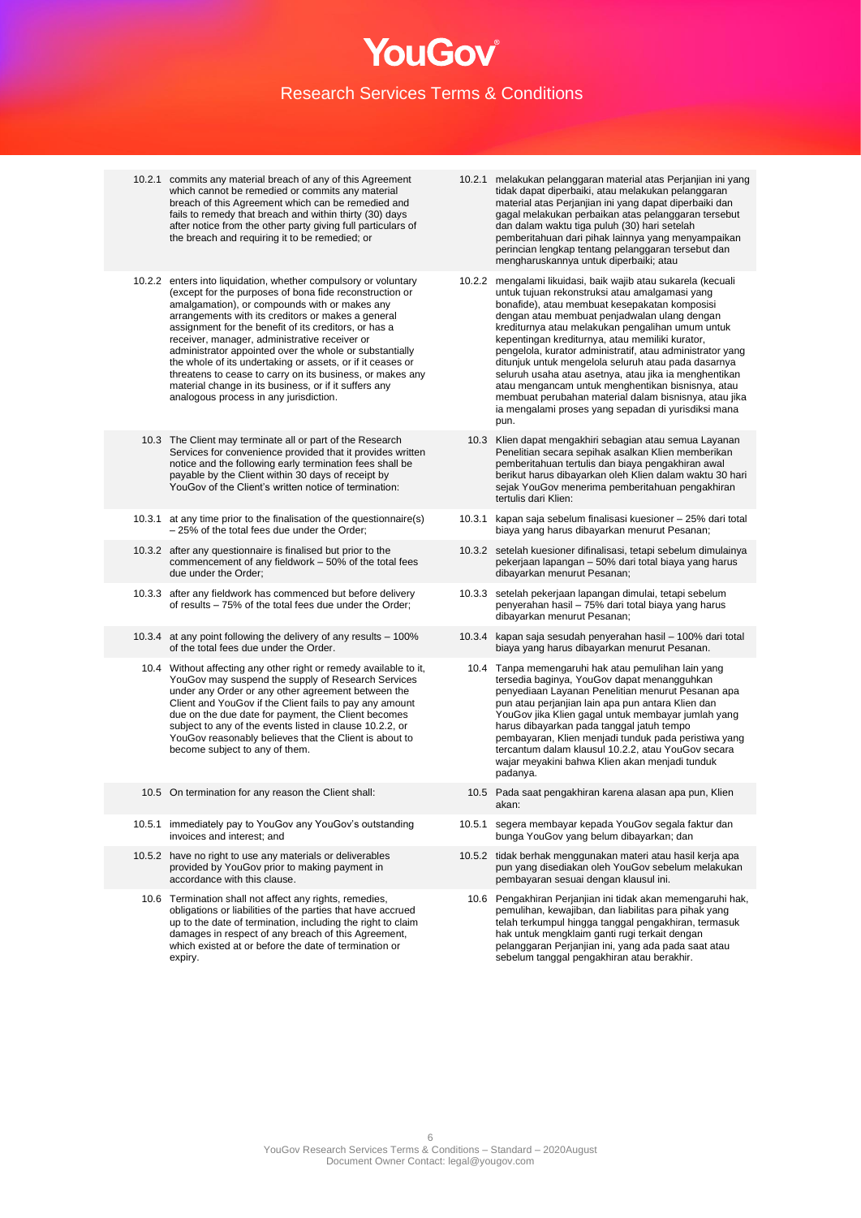10.2.1 commits any material breach of any of this Agreement which cannot be remedied or commits any material breach of this Agreement which can be remedied and fails to remedy that breach and within thirty (30) days after notice from the other party giving full particulars of the breach and requiring it to be remedied; or

10.2.1 melakukan pelanggaran material atas Perjanjian ini yang tidak dapat diperbaiki, atau melakukan pelanggaran material atas Perjanjian ini yang dapat diperbaiki dan gagal melakukan perbaikan atas pelanggaran tersebut dan dalam waktu tiga puluh (30) hari setelah pemberitahuan dari pihak lainnya yang menyampaikan perincian lengkap tentang pelanggaran tersebut dan mengharuskannya untuk diperbaiki; atau

10.2.2 enters into liquidation, whether compulsory or voluntary (except for the purposes of bona fide reconstruction or amalgamation), or compounds with or makes any arrangements with its creditors or makes a general assignment for the benefit of its creditors, or has a receiver, manager, administrative receiver or administrator appointed over the whole or substantially the whole of its undertaking or assets, or if it ceases or threatens to cease to carry on its business, or makes any material change in its business, or if it suffers any analogous process in any jurisdiction.

10.2.2 mengalami likuidasi, baik wajib atau sukarela (kecuali untuk tujuan rekonstruksi atau amalgamasi yang bonafide), atau membuat kesepakatan komposisi dengan atau membuat penjadwalan ulang dengan krediturnya atau melakukan pengalihan umum untuk kepentingan krediturnya, atau memiliki kurator, pengelola, kurator administratif, atau administrator yang ditunjuk untuk mengelola seluruh atau pada dasarnya seluruh usaha atau asetnya, atau jika ia menghentikan atau mengancam untuk menghentikan bisnisnya, atau membuat perubahan material dalam bisnisnya, atau jika ia mengalami proses yang sepadan di yurisdiksi mana pun.

10.3 The Client may terminate all or part of the Research Services for convenience provided that it provides written notice and the following early termination fees shall be payable by the Client within 30 days of receipt by YouGov of the Client's written notice of termination:

10.3 Klien dapat mengakhiri sebagian atau semua Layanan Penelitian secara sepihak asalkan Klien memberikan pemberitahuan tertulis dan biaya pengakhiran awal berikut harus dibayarkan oleh Klien dalam waktu 30 hari sejak YouGov menerima pemberitahuan pengakhiran tertulis dari Klien:

10.3.1 at any time prior to the finalisation of the questionnaire(s) – 25% of the total fees due under the Order;

10.3.1 kapan saja sebelum finalisasi kuesioner – 25% dari total biaya yang harus dibayarkan menurut Pesanan;

10.3.2 after any questionnaire is finalised but prior to the commencement of any fieldwork – 50% of the total fees due under the Order;

10.3.2 setelah kuesioner difinalisasi, tetapi sebelum dimulainya pekerjaan lapangan – 50% dari total biaya yang harus dibayarkan menurut Pesanan;

10.3.3 after any fieldwork has commenced but before delivery of results – 75% of the total fees due under the Order;

10.3.3 setelah pekerjaan lapangan dimulai, tetapi sebelum penyerahan hasil – 75% dari total biaya yang harus dibayarkan menurut Pesanan;

10.3.4 at any point following the delivery of any results – 100% of the total fees due under the Order.

10.3.4 kapan saja sesudah penyerahan hasil – 100% dari total biaya yang harus dibayarkan menurut Pesanan.

10.4 Without affecting any other right or remedy available to it, YouGov may suspend the supply of Research Services under any Order or any other agreement between the Client and YouGov if the Client fails to pay any amount due on the due date for payment, the Client becomes subject to any of the events listed in clause 10.2.2, or YouGov reasonably believes that the Client is about to become subject to any of them.

10.4 Tanpa memengaruhi hak atau pemulihan lain yang tersedia baginya, YouGov dapat menangguhkan penyediaan Layanan Penelitian menurut Pesanan apa pun atau perjanjian lain apa pun antara Klien dan YouGov jika Klien gagal untuk membayar jumlah yang harus dibayarkan pada tanggal jatuh tempo pembayaran, Klien menjadi tunduk pada peristiwa yang tercantum dalam klausul 10.2.2, atau YouGov secara wajar meyakini bahwa Klien akan menjadi tunduk padanya.

10.5 On termination for any reason the Client shall:

10.5 Pada saat pengakhiran karena alasan apa pun, Klien akan:

10.5.1 immediately pay to YouGov any YouGov's outstanding invoices and interest; and

10.5.1 segera membayar kepada YouGov segala faktur dan bunga YouGov yang belum dibayarkan; dan

10.5.2 have no right to use any materials or deliverables provided by YouGov prior to making payment in accordance with this clause.

10.5.2 tidak berhak menggunakan materi atau hasil kerja apa pun yang disediakan oleh YouGov sebelum melakukan pembayaran sesuai dengan klausul ini.

10.6 Termination shall not affect any rights, remedies, obligations or liabilities of the parties that have accrued up to the date of termination, including the right to claim damages in respect of any breach of this Agreement, which existed at or before the date of termination or expiry.

10.6 Pengakhiran Perjanjian ini tidak akan memengaruhi hak, pemulihan, kewajiban, dan liabilitas para pihak yang telah terkumpul hingga tanggal pengakhiran, termasuk hak untuk mengklaim ganti rugi terkait dengan pelanggaran Perjanjian ini, yang ada pada saat atau sebelum tanggal pengakhiran atau berakhir.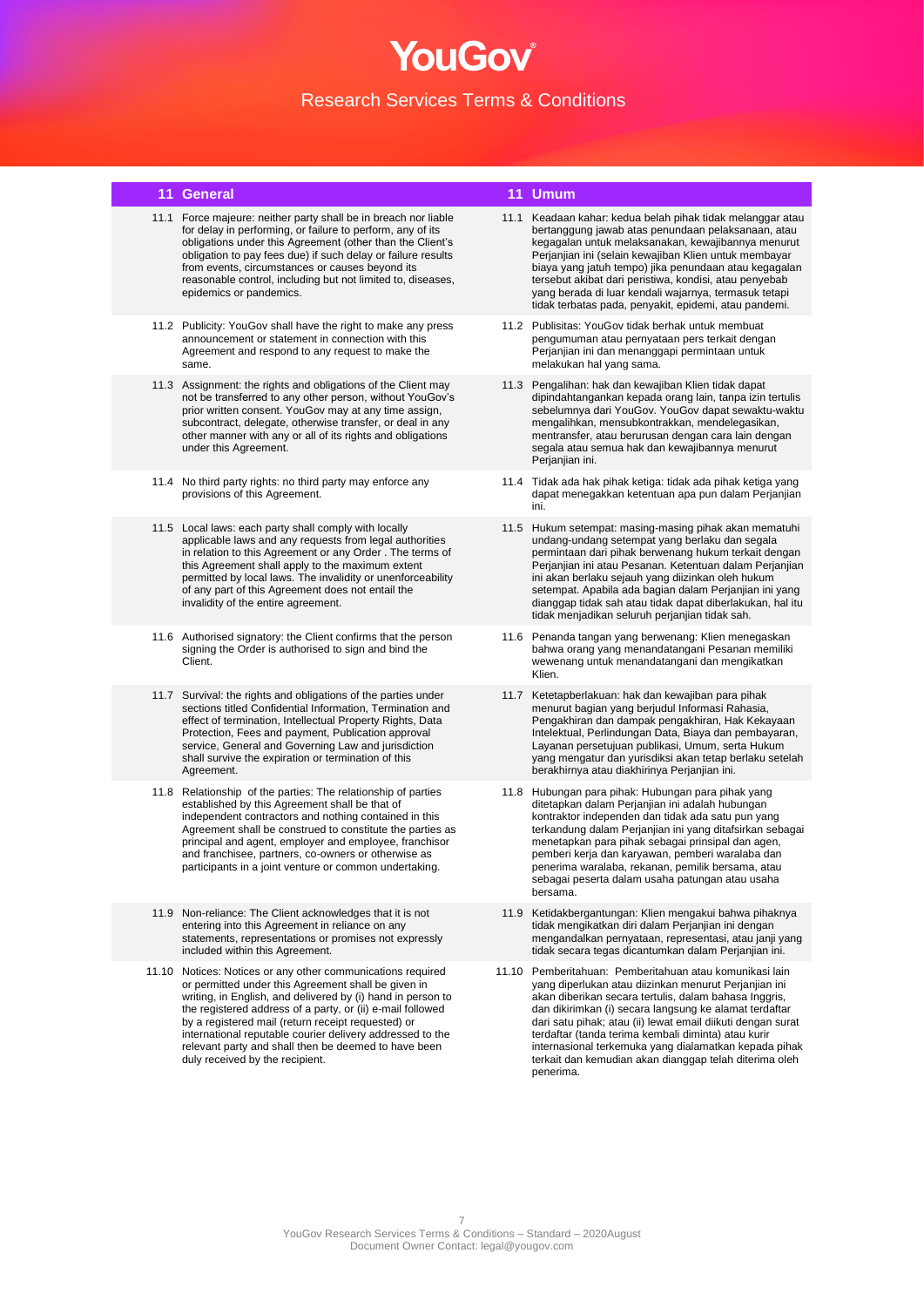## 11 General

11.1 Force majeure: neither party shall be in breach nor liable for delay in performing, or failure to perform, any of its obligations under this Agreement (other than the Client's obligation to pay fees due) if such delay or failure results from events, circumstances or causes beyond its reasonable control, including but not limited to, diseases, epidemics or pandemics.

11.2 Publicity: YouGov shall have the right to make any press announcement or statement in connection with this Agreement and respond to any request to make the same.

11.3 Assignment: the rights and obligations of the Client may not be transferred to any other person, without YouGov's prior written consent. YouGov may at any time assign, subcontract, delegate, otherwise transfer, or deal in any other manner with any or all of its rights and obligations under this Agreement.

11.4 No third party rights: no third party may enforce any provisions of this Agreement.

11.5 Local laws: each party shall comply with locally applicable laws and any requests from legal authorities in relation to this Agreement or any Order . The terms of this Agreement shall apply to the maximum extent permitted by local laws. The invalidity or unenforceability of any part of this Agreement does not entail the invalidity of the entire agreement.

11.6 Authorised signatory: the Client confirms that the person signing the Order is authorised to sign and bind the Client.

11.7 Survival: the rights and obligations of the parties under sections titled Confidential Information, Termination and effect of termination, Intellectual Property Rights, Data Protection, Fees and payment, Publication approval service, General and Governing Law and jurisdiction shall survive the expiration or termination of this Agreement.

11.8 Relationship of the parties: The relationship of parties established by this Agreement shall be that of independent contractors and nothing contained in this Agreement shall be construed to constitute the parties as principal and agent, employer and employee, franchisor and franchisee, partners, co-owners or otherwise as participants in a joint venture or common undertaking.

11.9 Non-reliance: The Client acknowledges that it is not entering into this Agreement in reliance on any statements, representations or promises not expressly included within this Agreement.

11.10 Notices: Notices or any other communications required or permitted under this Agreement shall be given in writing, in English, and delivered by (i) hand in person to the registered address of a party, or (ii) e-mail followed by a registered mail (return receipt requested) or international reputable courier delivery addressed to the relevant party and shall then be deemed to have been duly received by the recipient.

## 11 Umum

11.1 Keadaan kahar: kedua belah pihak tidak melanggar atau bertanggung jawab atas penundaan pelaksanaan, atau kegagalan untuk melaksanakan, kewajibannya menurut Perjanjian ini (selain kewajiban Klien untuk membayar biaya yang jatuh tempo) jika penundaan atau kegagalan tersebut akibat dari peristiwa, kondisi, atau penyebab yang berada di luar kendali wajarnya, termasuk tetapi tidak terbatas pada, penyakit, epidemi, atau pandemi.

11.2 Publisitas: YouGov tidak berhak untuk membuat pengumuman atau pernyataan pers terkait dengan Perjanjian ini dan menanggapi permintaan untuk melakukan hal yang sama.

11.3 Pengalihan: hak dan kewajiban Klien tidak dapat dipindahtangankan kepada orang lain, tanpa izin tertulis sebelumnya dari YouGov. YouGov dapat sewaktu-waktu mengalihkan, mensubkontrakkan, mendelegasikan, mentransfer, atau berurusan dengan cara lain dengan segala atau semua hak dan kewajibannya menurut Perjanjian ini.

11.4 Tidak ada hak pihak ketiga: tidak ada pihak ketiga yang dapat menegakkan ketentuan apa pun dalam Perjanjian ini.

11.5 Hukum setempat: masing-masing pihak akan mematuhi undang-undang setempat yang berlaku dan segala permintaan dari pihak berwenang hukum terkait dengan Perjanjian ini atau Pesanan. Ketentuan dalam Perjanjian ini akan berlaku sejauh yang diizinkan oleh hukum setempat. Apabila ada bagian dalam Perjanjian ini yang dianggap tidak sah atau tidak dapat diberlakukan, hal itu tidak menjadikan seluruh perjanjian tidak sah.

11.6 Penanda tangan yang berwenang: Klien menegaskan bahwa orang yang menandatangani Pesanan memiliki wewenang untuk menandatangani dan mengikatkan Klien.

11.7 Ketetapberlakuan: hak dan kewajiban para pihak menurut bagian yang berjudul Informasi Rahasia, Pengakhiran dan dampak pengakhiran, Hak Kekayaan Intelektual, Perlindungan Data, Biaya dan pembayaran, Layanan persetujuan publikasi, Umum, serta Hukum yang mengatur dan yurisdiksi akan tetap berlaku setelah berakhirnya atau diakhirinya Perjanjian ini.

11.8 Hubungan para pihak: Hubungan para pihak yang ditetapkan dalam Perjanjian ini adalah hubungan kontraktor independen dan tidak ada satu pun yang terkandung dalam Perjanjian ini yang ditafsirkan sebagai menetapkan para pihak sebagai prinsipal dan agen, pemberi kerja dan karyawan, pemberi waralaba dan penerima waralaba, rekanan, pemilik bersama, atau sebagai peserta dalam usaha patungan atau usaha bersama.

11.9 Ketidakbergantungan: Klien mengakui bahwa pihaknya tidak mengikatkan diri dalam Perjanjian ini dengan mengandalkan pernyataan, representasi, atau janji yang tidak secara tegas dicantumkan dalam Perjanjian ini.

11.10 Pemberitahuan: Pemberitahuan atau komunikasi lain yang diperlukan atau diizinkan menurut Perjanjian ini akan diberikan secara tertulis, dalam bahasa Inggris, dan dikirimkan (i) secara langsung ke alamat terdaftar dari satu pihak; atau (ii) lewat email diikuti dengan surat terdaftar (tanda terima kembali diminta) atau kurir internasional terkemuka yang dialamatkan kepada pihak terkait dan kemudian akan dianggap telah diterima oleh penerima.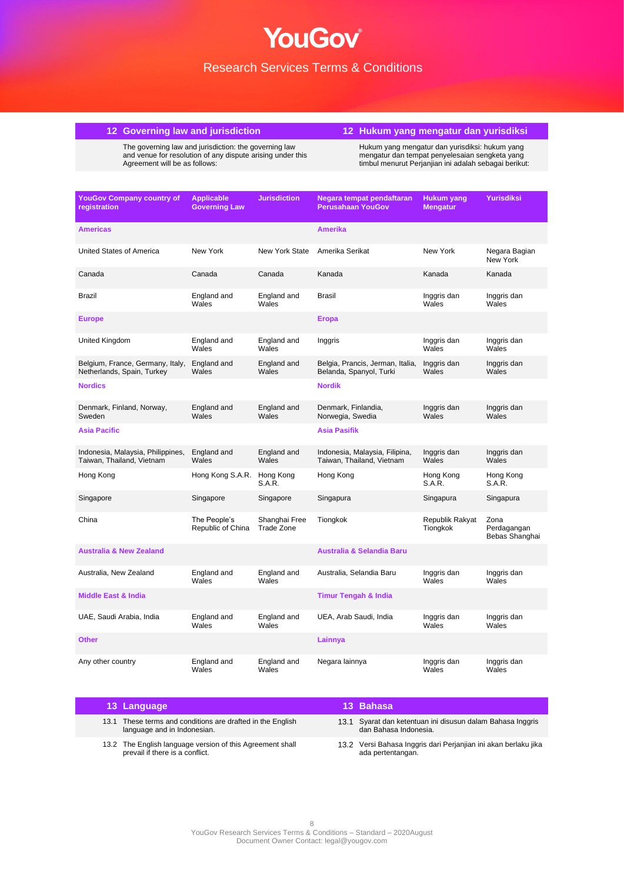# YouGov

Research Services Terms & Conditions

## 12 Governing law and jurisdiction

The governing law and jurisdiction: the governing law and venue for resolution of any dispute arising under this Agreement will be as follows:

## 12 Hukum yang mengatur dan yurisdiksi

Hukum yang mengatur dan yurisdiksi: hukum yang mengatur dan tempat penyelesaian sengketa yang timbul menurut Perjanjian ini adalah sebagai berikut:

| YouGov Company country of registration | Applicable Governing Law | Jurisdiction | Negara tempat pendaftaran Perusahaan YouGov | Hukum yang Mengatur | Yurisdiksi |
|---|---|---|---|---|---|
| **Americas** | | | **Amerika** | | |
| United States of America | New York | New York State | Amerika Serikat | New York | Negara Bagian New York |
| Canada | Canada | Canada | Kanada | Kanada | Kanada |
| Brazil | England and Wales | England and Wales | Brasil | Inggris dan Wales | Inggris dan Wales |
| **Europe** | | | **Eropa** | | |
| United Kingdom | England and Wales | England and Wales | Inggris | Inggris dan Wales | Inggris dan Wales |
| Belgium, France, Germany, Italy, Netherlands, Spain, Turkey | England and Wales | England and Wales | Belgia, Prancis, Jerman, Italia, Belanda, Spanyol, Turki | Inggris dan Wales | Inggris dan Wales |
| **Nordics** | | | **Nordik** | | |
| Denmark, Finland, Norway, Sweden | England and Wales | England and Wales | Denmark, Finlandia, Norwegia, Swedia | Inggris dan Wales | Inggris dan Wales |
| **Asia Pacific** | | | **Asia Pasifik** | | |
| Indonesia, Malaysia, Philippines, Taiwan, Thailand, Vietnam | England and Wales | England and Wales | Indonesia, Malaysia, Filipina, Taiwan, Thailand, Vietnam | Inggris dan Wales | Inggris dan Wales |
| Hong Kong | Hong Kong S.A.R. | Hong Kong S.A.R. | Hong Kong | Hong Kong S.A.R. | Hong Kong S.A.R. |
| Singapore | Singapore | Singapore | Singapura | Singapura | Singapura |
| China | The People's Republic of China | Shanghai Free Trade Zone | Tiongkok | Republik Rakyat Tiongkok | Zona Perdagangan Bebas Shanghai |
| **Australia & New Zealand** | | | **Australia & Selandia Baru** | | |
| Australia, New Zealand | England and Wales | England and Wales | Australia, Selandia Baru | Inggris dan Wales | Inggris dan Wales |
| **Middle East & India** | | | **Timur Tengah & India** | | |
| UAE, Saudi Arabia, India | England and Wales | England and Wales | UEA, Arab Saudi, India | Inggris dan Wales | Inggris dan Wales |
| **Other** | | | **Lainnya** | | |
| Any other country | England and Wales | England and Wales | Negara lainnya | Inggris dan Wales | Inggris dan Wales |

## 13 Language

13.1 These terms and conditions are drafted in the English language and in Indonesian.

13.2 The English language version of this Agreement shall prevail if there is a conflict.

## 13 Bahasa

13.1 Syarat dan ketentuan ini disusun dalam Bahasa Inggris dan Bahasa Indonesia.

13.2 Versi Bahasa Inggris dari Perjanjian ini akan berlaku jika ada pertentangan.